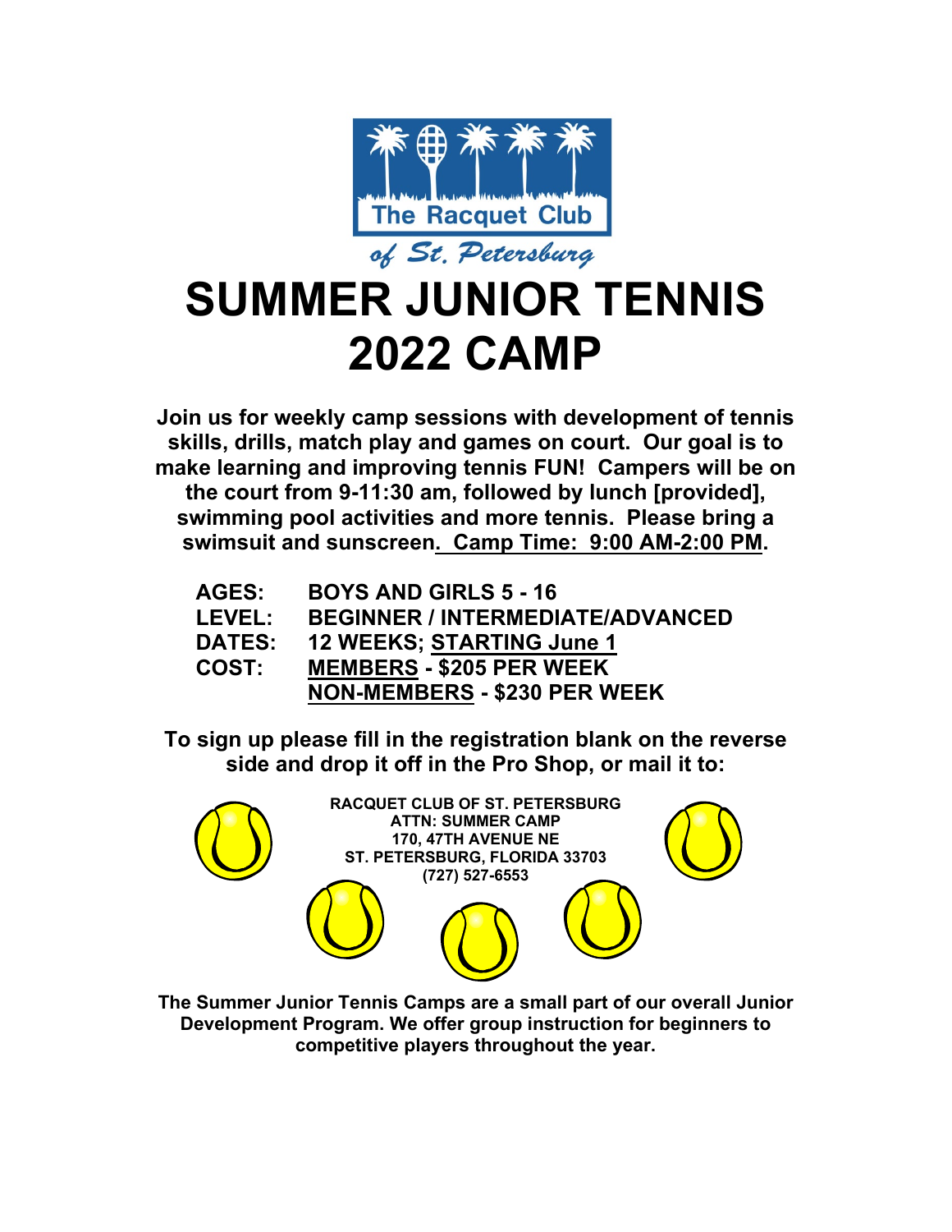The Racquet Club

*of St. Petersburg*

# SUMMER JUNIOR TENNIS 2022 CAMP

**Join us for weekly camp sessions with development of tennis skills, drills, match play and games on court. Our goal is to make learning and improving tennis FUN! Campers will be on the court from 9-11:30 am, followed by lunch [provided], swimming pool activities and more tennis. Please bring a swimsuit and sunscreen. Camp Time: 9:00 AM-2:00 PM.**

| | |
|---|---|
| **AGES:** | **BOYS AND GIRLS 5 - 16** |
| **LEVEL:** | **BEGINNER / INTERMEDIATE/ADVANCED** |
| **DATES:** | **12 WEEKS; STARTING June 1** |
| **COST:** | **MEMBERS - $205 PER WEEK** |
| | **NON-MEMBERS - $230 PER WEEK** |

**To sign up please fill in the registration blank on the reverse side and drop it off in the Pro Shop, or mail it to:**

**RACQUET CLUB OF ST. PETERSBURG**
**ATTN: SUMMER CAMP**
**170, 47TH AVENUE NE**
**ST. PETERSBURG, FLORIDA 33703**
**(727) 527-6553**

**The Summer Junior Tennis Camps are a small part of our overall Junior Development Program. We offer group instruction for beginners to competitive players throughout the year.**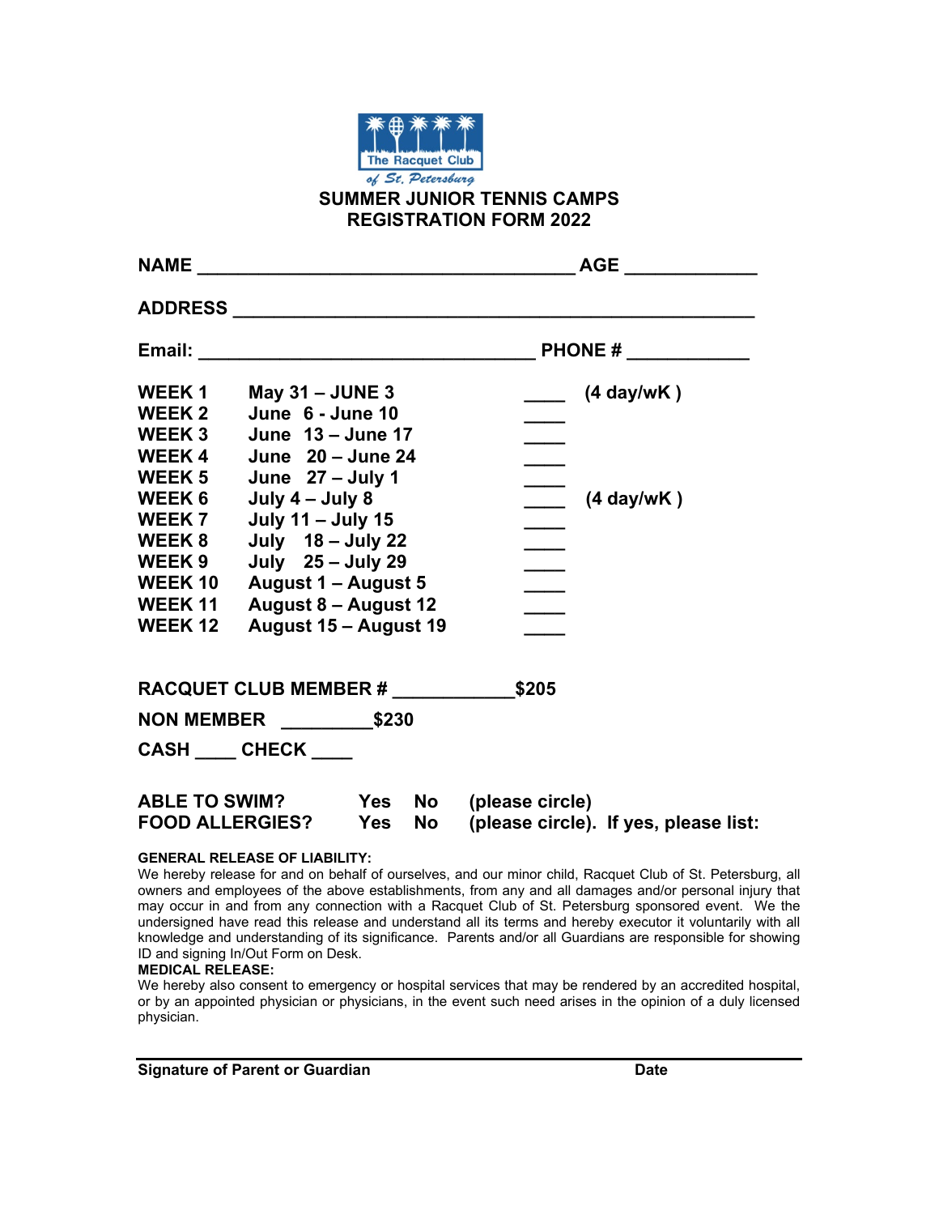The Racquet Club of St. Petersburg

# SUMMER JUNIOR TENNIS CAMPS
# REGISTRATION FORM 2022

**NAME** ____________________________________ **AGE** ____________

**ADDRESS** __________________________________________________

**Email:** ________________________________ **PHONE #** ___________

| | | | |
|---|---|---|---|
| **WEEK 1** | **May 31 – JUNE 3** | ____ | **(4 day/wK )** |
| **WEEK 2** | **June 6 - June 10** | ____ | |
| **WEEK 3** | **June 13 – June 17** | ____ | |
| **WEEK 4** | **June 20 – June 24** | ____ | |
| **WEEK 5** | **June 27 – July 1** | ____ | |
| **WEEK 6** | **July 4 – July 8** | ____ | **(4 day/wK )** |
| **WEEK 7** | **July 11 – July 15** | ____ | |
| **WEEK 8** | **July 18 – July 22** | ____ | |
| **WEEK 9** | **July 25 – July 29** | ____ | |
| **WEEK 10** | **August 1 – August 5** | ____ | |
| **WEEK 11** | **August 8 – August 12** | ____ | |
| **WEEK 12** | **August 15 – August 19** | ____ | |

**RACQUET CLUB MEMBER #** ___________**$205**

**NON MEMBER** _________**$230**

**CASH** ____ **CHECK** ____

**ABLE TO SWIM?** **Yes** **No** **(please circle)**

**FOOD ALLERGIES?** **Yes** **No** **(please circle). If yes, please list:**

**GENERAL RELEASE OF LIABILITY:**

We hereby release for and on behalf of ourselves, and our minor child, Racquet Club of St. Petersburg, all owners and employees of the above establishments, from any and all damages and/or personal injury that may occur in and from any connection with a Racquet Club of St. Petersburg sponsored event. We the undersigned have read this release and understand all its terms and hereby executor it voluntarily with all knowledge and understanding of its significance. Parents and/or all Guardians are responsible for showing ID and signing In/Out Form on Desk.

**MEDICAL RELEASE:**

We hereby also consent to emergency or hospital services that may be rendered by an accredited hospital, or by an appointed physician or physicians, in the event such need arises in the opinion of a duly licensed physician.

______________________________________________________________

**Signature of Parent or Guardian** **Date**